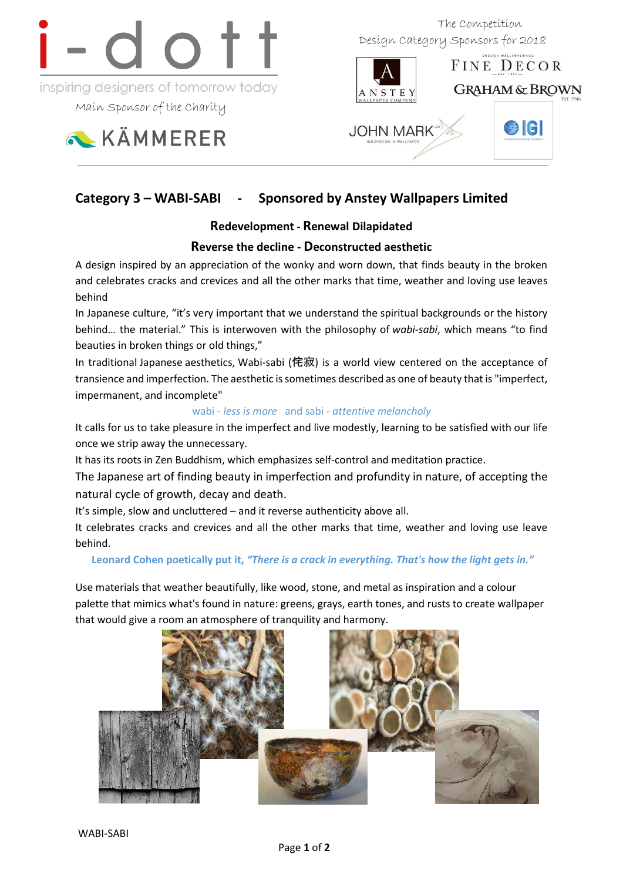i-dott

inspiring designers of tomorrow today

Main Sponsor of the Charity

KÄMMERER

The Competition
Design Category Sponsors for 2018

ANSTEY WALLPAPER COMPANY

FINE DECOR

GRAHAM & BROWN

JOHN MARK

IGI

## Category 3 – WABI-SABI - Sponsored by Anstey Wallpapers Limited

### Redevelopment - Renewal Dilapidated

### Reverse the decline - Deconstructed aesthetic

A design inspired by an appreciation of the wonky and worn down, that finds beauty in the broken and celebrates cracks and crevices and all the other marks that time, weather and loving use leaves behind

In Japanese culture, "it's very important that we understand the spiritual backgrounds or the history behind… the material." This is interwoven with the philosophy of *wabi-sabi*, which means "to find beauties in broken things or old things,"

In traditional Japanese aesthetics, Wabi-sabi (侘寂) is a world view centered on the acceptance of transience and imperfection. The aesthetic is sometimes described as one of beauty that is "imperfect, impermanent, and incomplete"

wabi - *less is more* and sabi - *attentive melancholy*

It calls for us to take pleasure in the imperfect and live modestly, learning to be satisfied with our life once we strip away the unnecessary.

It has its roots in Zen Buddhism, which emphasizes self-control and meditation practice.

The Japanese art of finding beauty in imperfection and profundity in nature, of accepting the natural cycle of growth, decay and death.

It's simple, slow and uncluttered – and it reverse authenticity above all.

It celebrates cracks and crevices and all the other marks that time, weather and loving use leave behind.

**Leonard Cohen poetically put it, *"There is a crack in everything. That's how the light gets in."***

Use materials that weather beautifully, like wood, stone, and metal as inspiration and a colour palette that mimics what's found in nature: greens, grays, earth tones, and rusts to create wallpaper that would give a room an atmosphere of tranquility and harmony.

WABI-SABI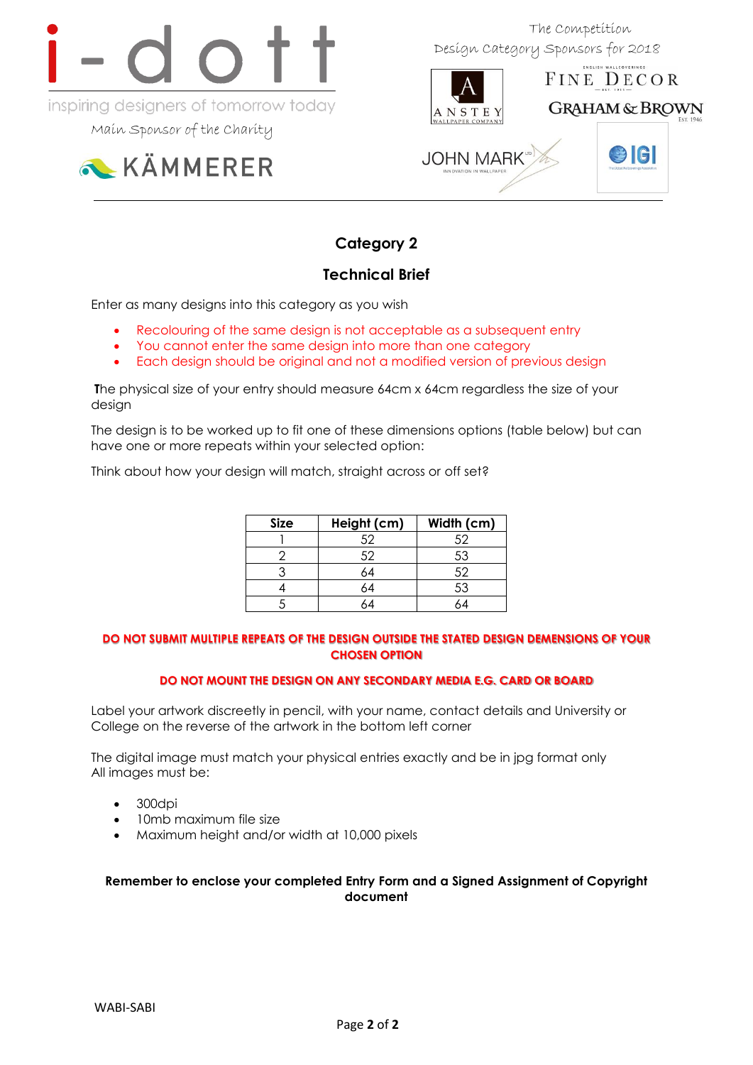i-dott

inspiring designers of tomorrow today

Main Sponsor of the Charity

KÄMMERER

The Competition

Design Category Sponsors for 2018

ANSTEY WALLPAPER COMPANY

FINE DECOR

GRAHAM & BROWN

JOHN MARK

IGI

## Category 2

## Technical Brief

Enter as many designs into this category as you wish

- Recolouring of the same design is not acceptable as a subsequent entry
- You cannot enter the same design into more than one category
- Each design should be original and not a modified version of previous design

The physical size of your entry should measure 64cm x 64cm regardless the size of your design

The design is to be worked up to fit one of these dimensions options (table below) but can have one or more repeats within your selected option:

Think about how your design will match, straight across or off set?

| Size | Height (cm) | Width (cm) |
|---|---|---|
| 1 | 52 | 52 |
| 2 | 52 | 53 |
| 3 | 64 | 52 |
| 4 | 64 | 53 |
| 5 | 64 | 64 |

**DO NOT SUBMIT MULTIPLE REPEATS OF THE DESIGN OUTSIDE THE STATED DESIGN DEMENSIONS OF YOUR CHOSEN OPTION**

**DO NOT MOUNT THE DESIGN ON ANY SECONDARY MEDIA E.G. CARD OR BOARD**

Label your artwork discreetly in pencil, with your name, contact details and University or College on the reverse of the artwork in the bottom left corner

The digital image must match your physical entries exactly and be in jpg format only
All images must be:

- 300dpi
- 10mb maximum file size
- Maximum height and/or width at 10,000 pixels

**Remember to enclose your completed Entry Form and a Signed Assignment of Copyright document**

WABI-SABI